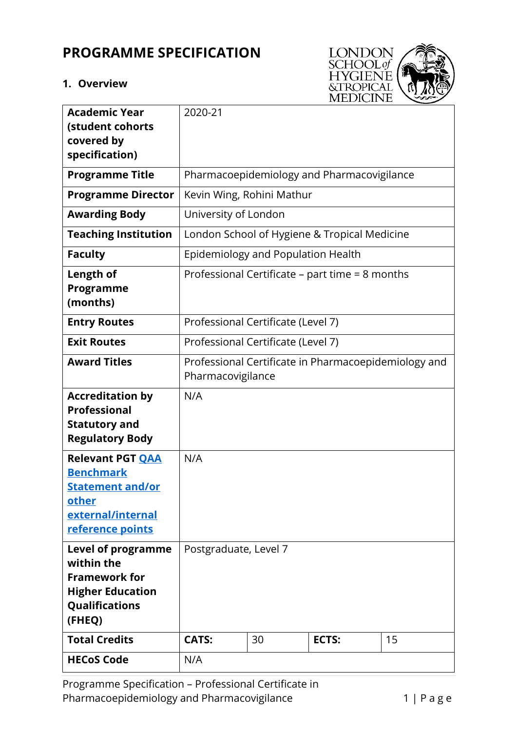# PROGRAMME SPECIFICATION

## 1. Overview

| | | | | |
|---|---|---|---|---|
| **Academic Year (student cohorts covered by specification)** | 2020-21 | | | |
| **Programme Title** | Pharmacoepidemiology and Pharmacovigilance | | | |
| **Programme Director** | Kevin Wing, Rohini Mathur | | | |
| **Awarding Body** | University of London | | | |
| **Teaching Institution** | London School of Hygiene & Tropical Medicine | | | |
| **Faculty** | Epidemiology and Population Health | | | |
| **Length of Programme (months)** | Professional Certificate – part time = 8 months | | | |
| **Entry Routes** | Professional Certificate (Level 7) | | | |
| **Exit Routes** | Professional Certificate (Level 7) | | | |
| **Award Titles** | Professional Certificate in Pharmacoepidemiology and Pharmacovigilance | | | |
| **Accreditation by Professional Statutory and Regulatory Body** | N/A | | | |
| **Relevant PGT QAA Benchmark Statement and/or other external/internal reference points** | N/A | | | |
| **Level of programme within the Framework for Higher Education Qualifications (FHEQ)** | Postgraduate, Level 7 | | | |
| **Total Credits** | **CATS:** | 30 | **ECTS:** | 15 |
| **HECoS Code** | N/A | | | |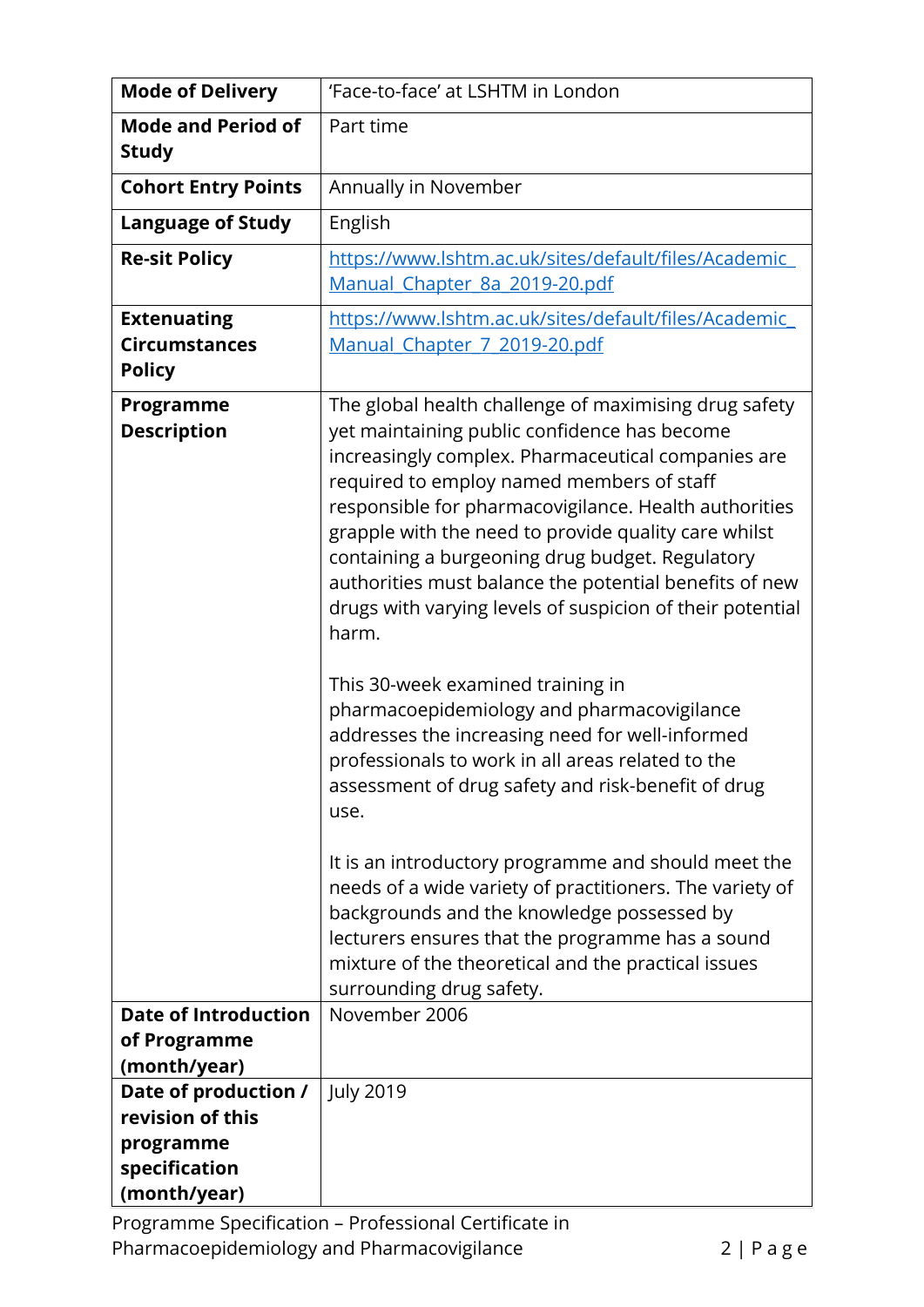| | |
|---|---|
| **Mode of Delivery** | 'Face-to-face' at LSHTM in London |
| **Mode and Period of Study** | Part time |
| **Cohort Entry Points** | Annually in November |
| **Language of Study** | English |
| **Re-sit Policy** | https://www.lshtm.ac.uk/sites/default/files/Academic_Manual_Chapter_8a_2019-20.pdf |
| **Extenuating Circumstances Policy** | https://www.lshtm.ac.uk/sites/default/files/Academic_Manual_Chapter_7_2019-20.pdf |
| **Programme Description** | The global health challenge of maximising drug safety yet maintaining public confidence has become increasingly complex. Pharmaceutical companies are required to employ named members of staff responsible for pharmacovigilance. Health authorities grapple with the need to provide quality care whilst containing a burgeoning drug budget. Regulatory authorities must balance the potential benefits of new drugs with varying levels of suspicion of their potential harm.<br><br>This 30-week examined training in pharmacoepidemiology and pharmacovigilance addresses the increasing need for well-informed professionals to work in all areas related to the assessment of drug safety and risk-benefit of drug use.<br><br>It is an introductory programme and should meet the needs of a wide variety of practitioners. The variety of backgrounds and the knowledge possessed by lecturers ensures that the programme has a sound mixture of the theoretical and the practical issues surrounding drug safety. |
| **Date of Introduction of Programme (month/year)** | November 2006 |
| **Date of production / revision of this programme specification (month/year)** | July 2019 |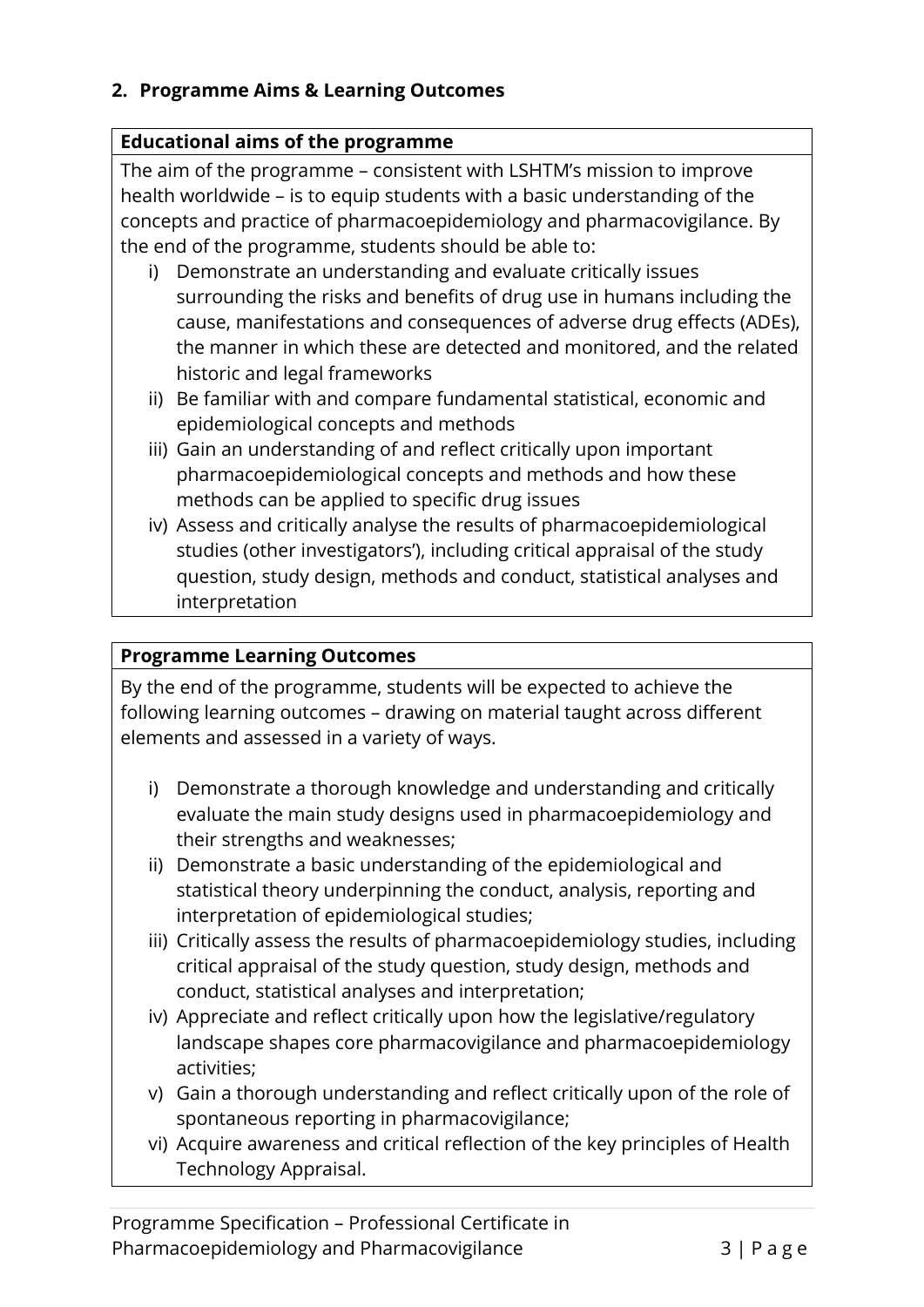## 2. Programme Aims & Learning Outcomes

**Educational aims of the programme**

The aim of the programme – consistent with LSHTM's mission to improve health worldwide – is to equip students with a basic understanding of the concepts and practice of pharmacoepidemiology and pharmacovigilance. By the end of the programme, students should be able to:

i) Demonstrate an understanding and evaluate critically issues surrounding the risks and benefits of drug use in humans including the cause, manifestations and consequences of adverse drug effects (ADEs), the manner in which these are detected and monitored, and the related historic and legal frameworks
ii) Be familiar with and compare fundamental statistical, economic and epidemiological concepts and methods
iii) Gain an understanding of and reflect critically upon important pharmacoepidemiological concepts and methods and how these methods can be applied to specific drug issues
iv) Assess and critically analyse the results of pharmacoepidemiological studies (other investigators'), including critical appraisal of the study question, study design, methods and conduct, statistical analyses and interpretation

**Programme Learning Outcomes**

By the end of the programme, students will be expected to achieve the following learning outcomes – drawing on material taught across different elements and assessed in a variety of ways.

i) Demonstrate a thorough knowledge and understanding and critically evaluate the main study designs used in pharmacoepidemiology and their strengths and weaknesses;
ii) Demonstrate a basic understanding of the epidemiological and statistical theory underpinning the conduct, analysis, reporting and interpretation of epidemiological studies;
iii) Critically assess the results of pharmacoepidemiology studies, including critical appraisal of the study question, study design, methods and conduct, statistical analyses and interpretation;
iv) Appreciate and reflect critically upon how the legislative/regulatory landscape shapes core pharmacovigilance and pharmacoepidemiology activities;
v) Gain a thorough understanding and reflect critically upon of the role of spontaneous reporting in pharmacovigilance;
vi) Acquire awareness and critical reflection of the key principles of Health Technology Appraisal.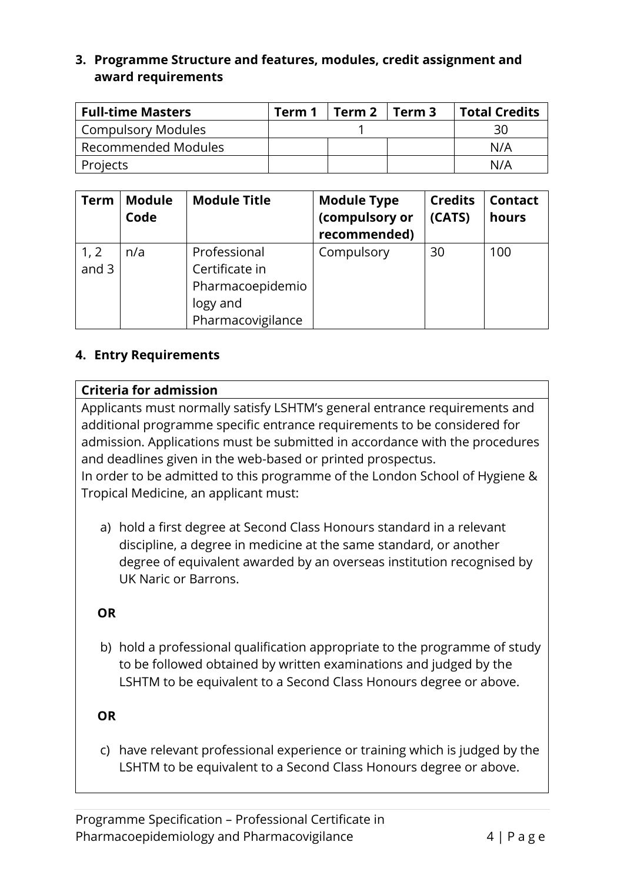### 3. Programme Structure and features, modules, credit assignment and award requirements

| Full-time Masters | Term 1 | Term 2 | Term 3 | Total Credits |
|---|---|---|---|---|
| Compulsory Modules | 1 | | | 30 |
| Recommended Modules | | | | N/A |
| Projects | | | | N/A |

| Term | Module Code | Module Title | Module Type (compulsory or recommended) | Credits (CATS) | Contact hours |
|---|---|---|---|---|---|
| 1, 2 and 3 | n/a | Professional Certificate in Pharmacoepidemiology and Pharmacovigilance | Compulsory | 30 | 100 |

### 4. Entry Requirements

**Criteria for admission**

Applicants must normally satisfy LSHTM's general entrance requirements and additional programme specific entrance requirements to be considered for admission. Applications must be submitted in accordance with the procedures and deadlines given in the web-based or printed prospectus.

In order to be admitted to this programme of the London School of Hygiene & Tropical Medicine, an applicant must:

a) hold a first degree at Second Class Honours standard in a relevant discipline, a degree in medicine at the same standard, or another degree of equivalent awarded by an overseas institution recognised by UK Naric or Barrons.

**OR**

b) hold a professional qualification appropriate to the programme of study to be followed obtained by written examinations and judged by the LSHTM to be equivalent to a Second Class Honours degree or above.

**OR**

c) have relevant professional experience or training which is judged by the LSHTM to be equivalent to a Second Class Honours degree or above.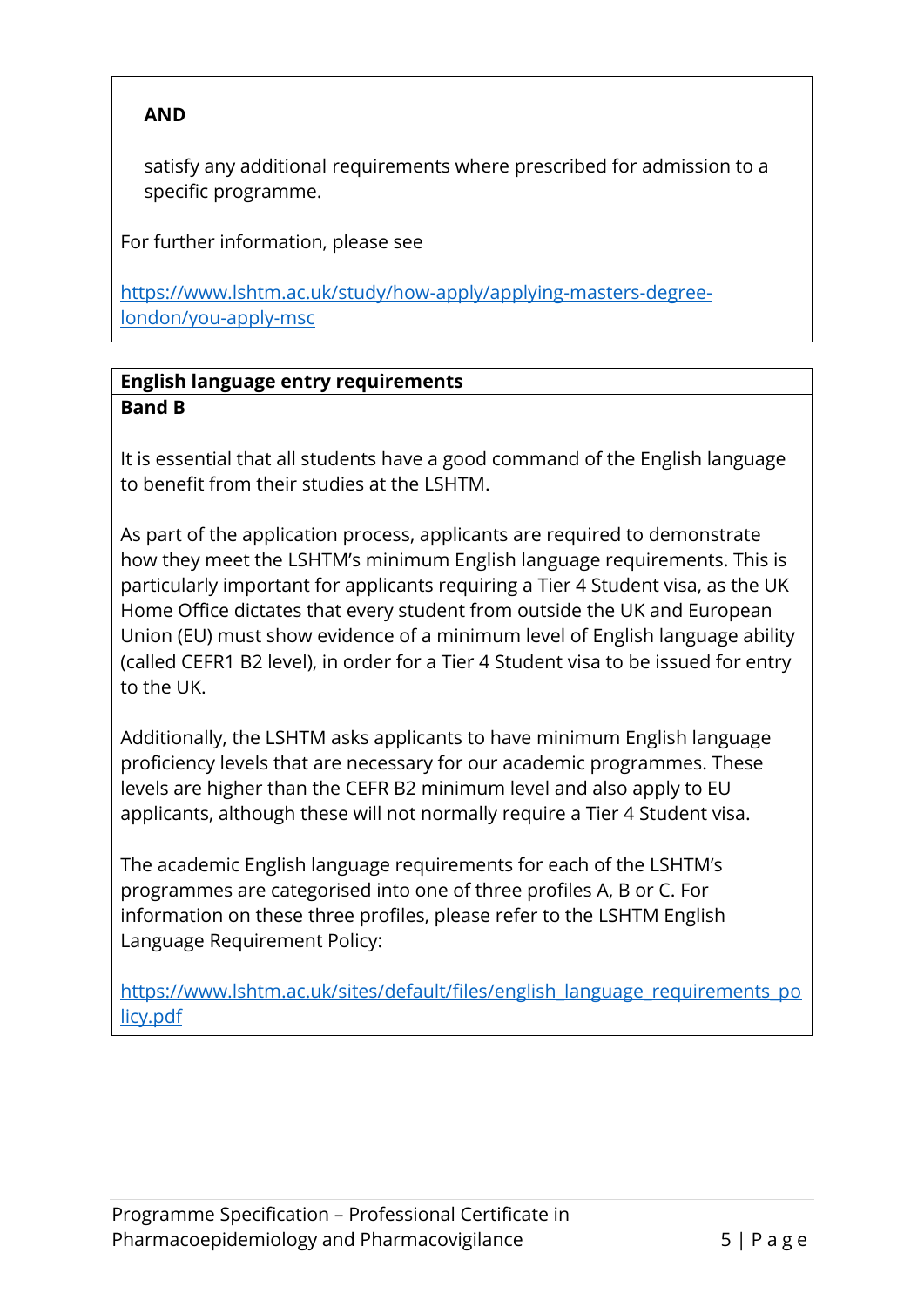**AND**

satisfy any additional requirements where prescribed for admission to a specific programme.

For further information, please see

[https://www.lshtm.ac.uk/study/how-apply/applying-masters-degree-london/you-apply-msc](https://www.lshtm.ac.uk/study/how-apply/applying-masters-degree-london/you-apply-msc)

**English language entry requirements**

**Band B**

It is essential that all students have a good command of the English language to benefit from their studies at the LSHTM.

As part of the application process, applicants are required to demonstrate how they meet the LSHTM's minimum English language requirements. This is particularly important for applicants requiring a Tier 4 Student visa, as the UK Home Office dictates that every student from outside the UK and European Union (EU) must show evidence of a minimum level of English language ability (called CEFR1 B2 level), in order for a Tier 4 Student visa to be issued for entry to the UK.

Additionally, the LSHTM asks applicants to have minimum English language proficiency levels that are necessary for our academic programmes. These levels are higher than the CEFR B2 minimum level and also apply to EU applicants, although these will not normally require a Tier 4 Student visa.

The academic English language requirements for each of the LSHTM's programmes are categorised into one of three profiles A, B or C. For information on these three profiles, please refer to the LSHTM English Language Requirement Policy:

[https://www.lshtm.ac.uk/sites/default/files/english_language_requirements_policy.pdf](https://www.lshtm.ac.uk/sites/default/files/english_language_requirements_policy.pdf)